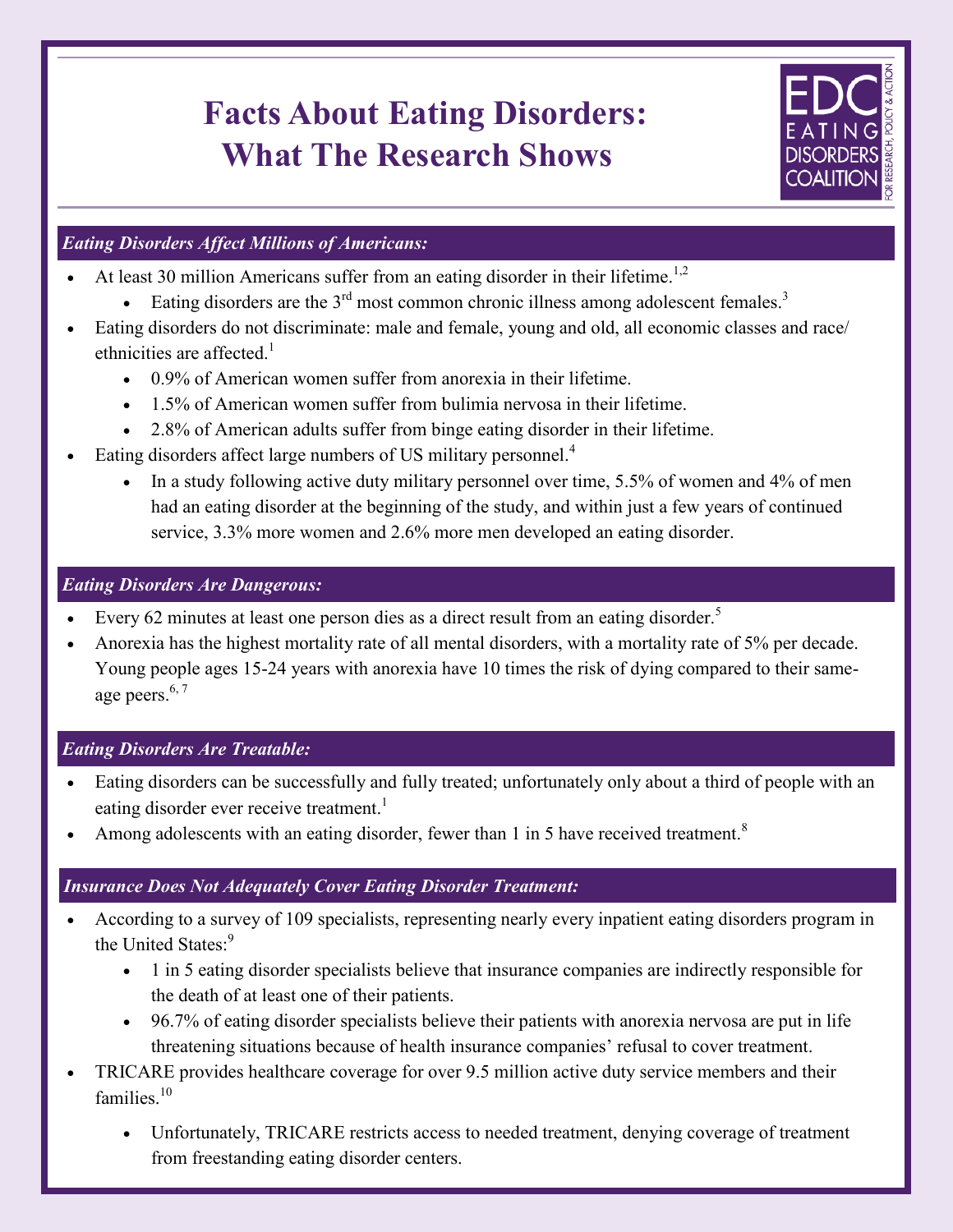# Facts About Eating Disorders: What The Research Shows

EDC EATING DISORDERS COALITION FOR RESEARCH, POLICY & ACTION

## *Eating Disorders Affect Millions of Americans:*

- At least 30 million Americans suffer from an eating disorder in their lifetime.[1,2]
  - Eating disorders are the 3rd most common chronic illness among adolescent females.[3]
- Eating disorders do not discriminate: male and female, young and old, all economic classes and race/ ethnicities are affected.[1]
  - 0.9% of American women suffer from anorexia in their lifetime.
  - 1.5% of American women suffer from bulimia nervosa in their lifetime.
  - 2.8% of American adults suffer from binge eating disorder in their lifetime.
- Eating disorders affect large numbers of US military personnel.[4]
  - In a study following active duty military personnel over time, 5.5% of women and 4% of men had an eating disorder at the beginning of the study, and within just a few years of continued service, 3.3% more women and 2.6% more men developed an eating disorder.

## *Eating Disorders Are Dangerous:*

- Every 62 minutes at least one person dies as a direct result from an eating disorder.[5]
- Anorexia has the highest mortality rate of all mental disorders, with a mortality rate of 5% per decade. Young people ages 15-24 years with anorexia have 10 times the risk of dying compared to their same-age peers.[6, 7]

## *Eating Disorders Are Treatable:*

- Eating disorders can be successfully and fully treated; unfortunately only about a third of people with an eating disorder ever receive treatment.[1]
- Among adolescents with an eating disorder, fewer than 1 in 5 have received treatment.[8]

## *Insurance Does Not Adequately Cover Eating Disorder Treatment:*

- According to a survey of 109 specialists, representing nearly every inpatient eating disorders program in the United States:[9]
  - 1 in 5 eating disorder specialists believe that insurance companies are indirectly responsible for the death of at least one of their patients.
  - 96.7% of eating disorder specialists believe their patients with anorexia nervosa are put in life threatening situations because of health insurance companies' refusal to cover treatment.
- TRICARE provides healthcare coverage for over 9.5 million active duty service members and their families.[10]
  - Unfortunately, TRICARE restricts access to needed treatment, denying coverage of treatment from freestanding eating disorder centers.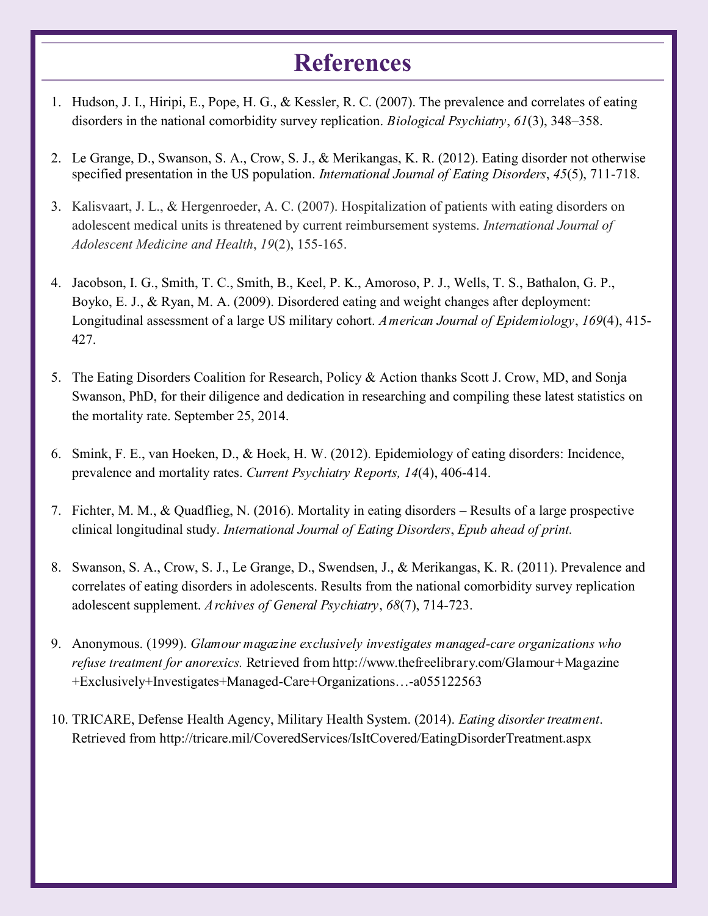# References

1. Hudson, J. I., Hiripi, E., Pope, H. G., & Kessler, R. C. (2007). The prevalence and correlates of eating disorders in the national comorbidity survey replication. *Biological Psychiatry*, *61*(3), 348–358.

2. Le Grange, D., Swanson, S. A., Crow, S. J., & Merikangas, K. R. (2012). Eating disorder not otherwise specified presentation in the US population. *International Journal of Eating Disorders*, *45*(5), 711-718.

3. Kalisvaart, J. L., & Hergenroeder, A. C. (2007). Hospitalization of patients with eating disorders on adolescent medical units is threatened by current reimbursement systems. *International Journal of Adolescent Medicine and Health*, *19*(2), 155-165.

4. Jacobson, I. G., Smith, T. C., Smith, B., Keel, P. K., Amoroso, P. J., Wells, T. S., Bathalon, G. P., Boyko, E. J., & Ryan, M. A. (2009). Disordered eating and weight changes after deployment: Longitudinal assessment of a large US military cohort. *American Journal of Epidemiology*, *169*(4), 415-427.

5. The Eating Disorders Coalition for Research, Policy & Action thanks Scott J. Crow, MD, and Sonja Swanson, PhD, for their diligence and dedication in researching and compiling these latest statistics on the mortality rate. September 25, 2014.

6. Smink, F. E., van Hoeken, D., & Hoek, H. W. (2012). Epidemiology of eating disorders: Incidence, prevalence and mortality rates. *Current Psychiatry Reports, 14*(4), 406-414.

7. Fichter, M. M., & Quadflieg, N. (2016). Mortality in eating disorders – Results of a large prospective clinical longitudinal study. *International Journal of Eating Disorders*, *Epub ahead of print.*

8. Swanson, S. A., Crow, S. J., Le Grange, D., Swendsen, J., & Merikangas, K. R. (2011). Prevalence and correlates of eating disorders in adolescents. Results from the national comorbidity survey replication adolescent supplement. *Archives of General Psychiatry*, *68*(7), 714-723.

9. Anonymous. (1999). *Glamour magazine exclusively investigates managed-care organizations who refuse treatment for anorexics.* Retrieved from http://www.thefreelibrary.com/Glamour+Magazine+Exclusively+Investigates+Managed-Care+Organizations…-a055122563

10. TRICARE, Defense Health Agency, Military Health System. (2014). *Eating disorder treatment*. Retrieved from http://tricare.mil/CoveredServices/IsItCovered/EatingDisorderTreatment.aspx